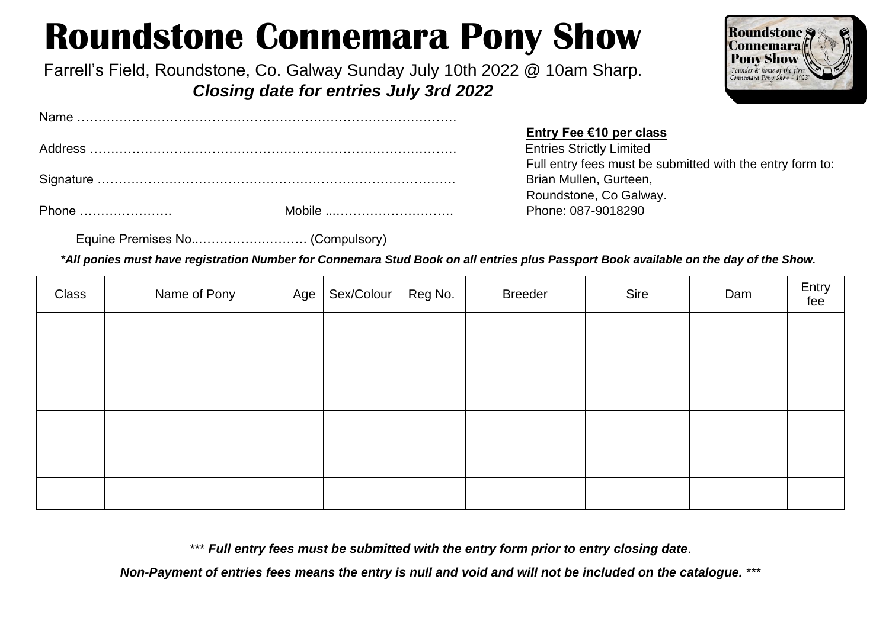# Roundstone Connemara Pony Show

Farrell's Field, Roundstone, Co. Galway Sunday July 10th 2022 @ 10am Sharp.

***Closing date for entries July 3rd 2022***

Name ………………………………………………………………………………

Address ……………………………………………………………………………

Signature …………………………………………………………………………

Phone …………………. Mobile ...……………………….

**Entry Fee €10 per class**

Entries Strictly Limited

Full entry fees must be submitted with the entry form to:

Brian Mullen, Gurteen,

Roundstone, Co Galway.

Phone: 087-9018290

Equine Premises No..…………….……… (Compulsory)

*\*All ponies must have registration Number for Connemara Stud Book on all entries plus Passport Book available on the day of the Show.*

| Class | Name of Pony | Age | Sex/Colour | Reg No. | Breeder | Sire | Dam | Entry fee |
|---|---|---|---|---|---|---|---|---|
| | | | | | | | | |
| | | | | | | | | |
| | | | | | | | | |
| | | | | | | | | |
| | | | | | | | | |
| | | | | | | | | |

\*\*\* ***Full entry fees must be submitted with the entry form prior to entry closing date***.

***Non-Payment of entries fees means the entry is null and void and will not be included on the catalogue.*** \*\*\*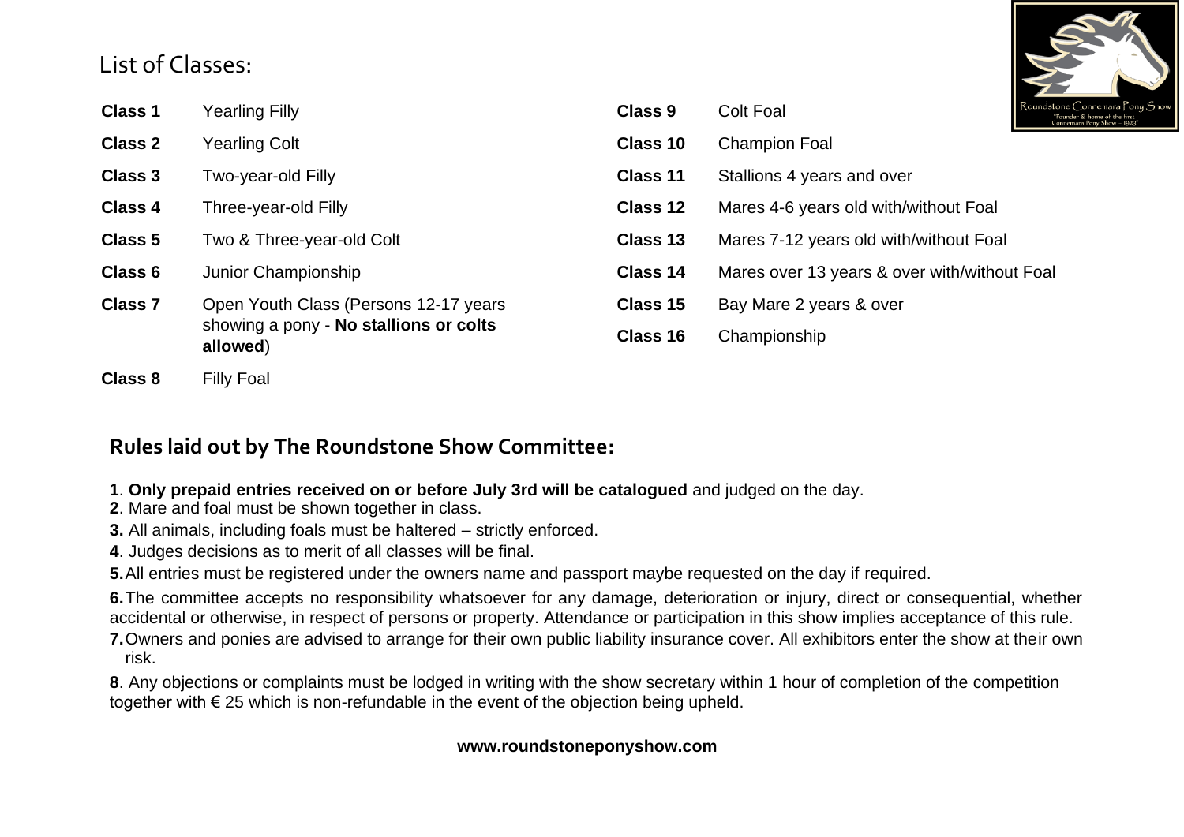## List of Classes:

| | |
|---|---|
| **Class 1** | Yearling Filly |
| **Class 2** | Yearling Colt |
| **Class 3** | Two-year-old Filly |
| **Class 4** | Three-year-old Filly |
| **Class 5** | Two & Three-year-old Colt |
| **Class 6** | Junior Championship |
| **Class 7** | Open Youth Class (Persons 12-17 years showing a pony - **No stallions or colts allowed**) |
| **Class 8** | Filly Foal |
| **Class 9** | Colt Foal |
| **Class 10** | Champion Foal |
| **Class 11** | Stallions 4 years and over |
| **Class 12** | Mares 4-6 years old with/without Foal |
| **Class 13** | Mares 7-12 years old with/without Foal |
| **Class 14** | Mares over 13 years & over with/without Foal |
| **Class 15** | Bay Mare 2 years & over |
| **Class 16** | Championship |

Roundstone Connemara Pony Show
"Founder & home of the first Connemara Pony Show – 1923"

## Rules laid out by The Roundstone Show Committee:

**1**. **Only prepaid entries received on or before July 3rd will be catalogued** and judged on the day.

**2**. Mare and foal must be shown together in class.

**3.** All animals, including foals must be haltered – strictly enforced.

**4**. Judges decisions as to merit of all classes will be final.

**5.** All entries must be registered under the owners name and passport maybe requested on the day if required.

**6.** The committee accepts no responsibility whatsoever for any damage, deterioration or injury, direct or consequential, whether accidental or otherwise, in respect of persons or property. Attendance or participation in this show implies acceptance of this rule.

**7.** Owners and ponies are advised to arrange for their own public liability insurance cover. All exhibitors enter the show at their own risk.

**8**. Any objections or complaints must be lodged in writing with the show secretary within 1 hour of completion of the competition together with € 25 which is non-refundable in the event of the objection being upheld.

**www.roundstoneponyshow.com**